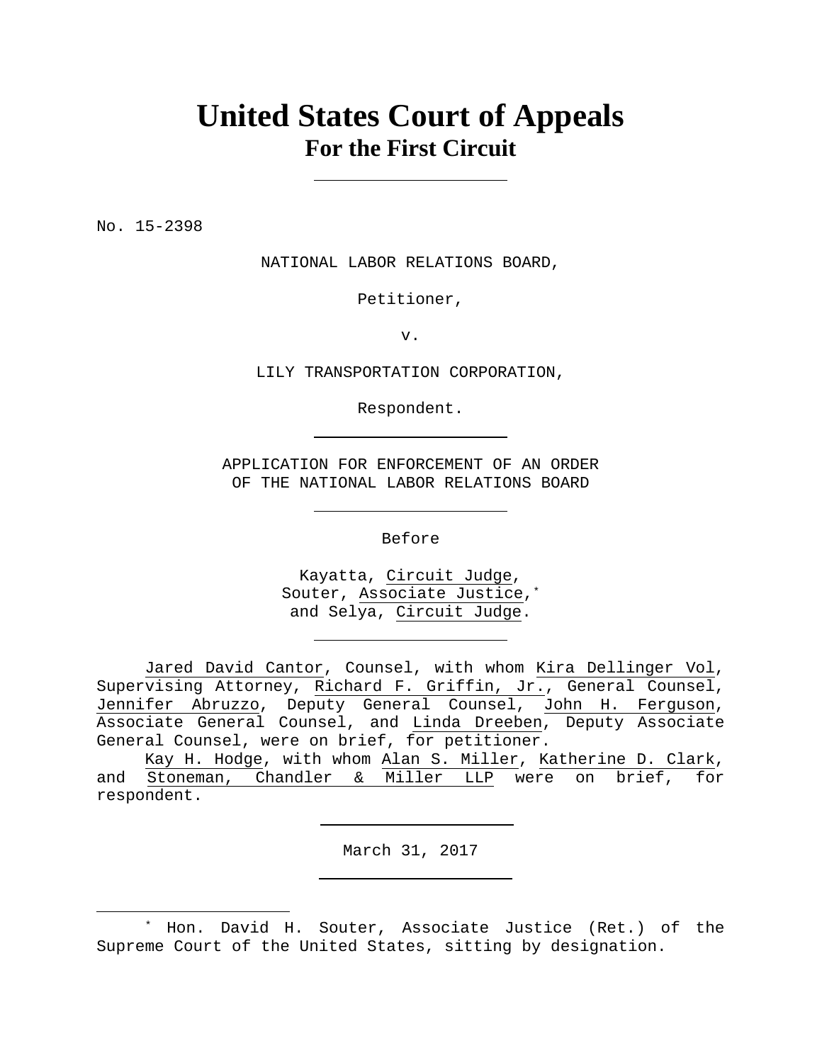# United States Court of Appeals
## For the First Circuit

No. 15-2398

NATIONAL LABOR RELATIONS BOARD,

Petitioner,

v.

LILY TRANSPORTATION CORPORATION,

Respondent.

APPLICATION FOR ENFORCEMENT OF AN ORDER OF THE NATIONAL LABOR RELATIONS BOARD

Before

Kayatta, Circuit Judge,
Souter, Associate Justice,*
and Selya, Circuit Judge.

Jared David Cantor, Counsel, with whom Kira Dellinger Vol, Supervising Attorney, Richard F. Griffin, Jr., General Counsel, Jennifer Abruzzo, Deputy General Counsel, John H. Ferguson, Associate General Counsel, and Linda Dreeben, Deputy Associate General Counsel, were on brief, for petitioner.

Kay H. Hodge, with whom Alan S. Miller, Katherine D. Clark, and Stoneman, Chandler & Miller LLP were on brief, for respondent.

March 31, 2017

* Hon. David H. Souter, Associate Justice (Ret.) of the Supreme Court of the United States, sitting by designation.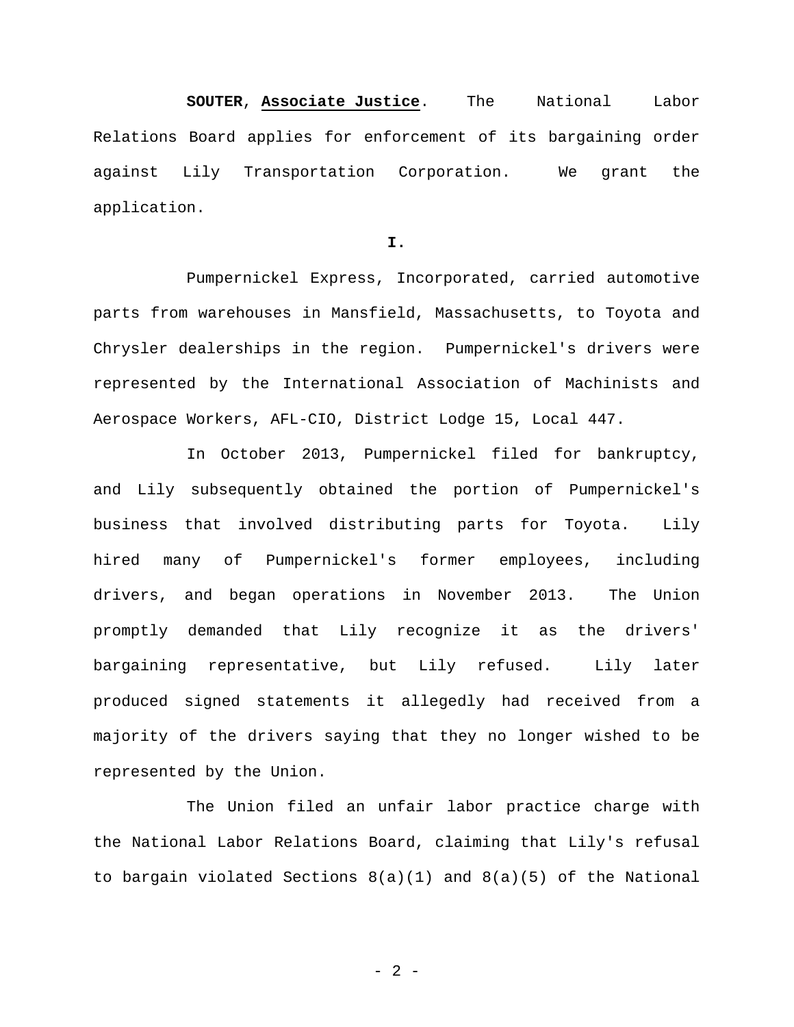**SOUTER**, **Associate Justice**. The National Labor Relations Board applies for enforcement of its bargaining order against Lily Transportation Corporation. We grant the application.

**I.**

Pumpernickel Express, Incorporated, carried automotive parts from warehouses in Mansfield, Massachusetts, to Toyota and Chrysler dealerships in the region. Pumpernickel's drivers were represented by the International Association of Machinists and Aerospace Workers, AFL-CIO, District Lodge 15, Local 447.

In October 2013, Pumpernickel filed for bankruptcy, and Lily subsequently obtained the portion of Pumpernickel's business that involved distributing parts for Toyota. Lily hired many of Pumpernickel's former employees, including drivers, and began operations in November 2013. The Union promptly demanded that Lily recognize it as the drivers' bargaining representative, but Lily refused. Lily later produced signed statements it allegedly had received from a majority of the drivers saying that they no longer wished to be represented by the Union.

The Union filed an unfair labor practice charge with the National Labor Relations Board, claiming that Lily's refusal to bargain violated Sections 8(a)(1) and 8(a)(5) of the National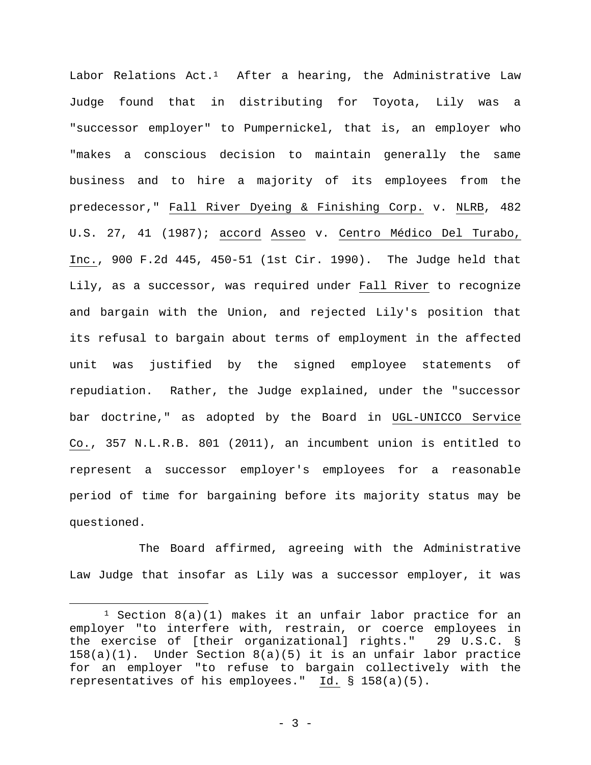Labor Relations Act.[1] After a hearing, the Administrative Law Judge found that in distributing for Toyota, Lily was a "successor employer" to Pumpernickel, that is, an employer who "makes a conscious decision to maintain generally the same business and to hire a majority of its employees from the predecessor," Fall River Dyeing & Finishing Corp. v. NLRB, 482 U.S. 27, 41 (1987); accord Asseo v. Centro Médico Del Turabo, Inc., 900 F.2d 445, 450-51 (1st Cir. 1990). The Judge held that Lily, as a successor, was required under Fall River to recognize and bargain with the Union, and rejected Lily's position that its refusal to bargain about terms of employment in the affected unit was justified by the signed employee statements of repudiation. Rather, the Judge explained, under the "successor bar doctrine," as adopted by the Board in UGL-UNICCO Service Co., 357 N.L.R.B. 801 (2011), an incumbent union is entitled to represent a successor employer's employees for a reasonable period of time for bargaining before its majority status may be questioned.

The Board affirmed, agreeing with the Administrative Law Judge that insofar as Lily was a successor employer, it was

[1] Section 8(a)(1) makes it an unfair labor practice for an employer "to interfere with, restrain, or coerce employees in the exercise of [their organizational] rights." 29 U.S.C. § 158(a)(1). Under Section 8(a)(5) it is an unfair labor practice for an employer "to refuse to bargain collectively with the representatives of his employees." Id. § 158(a)(5).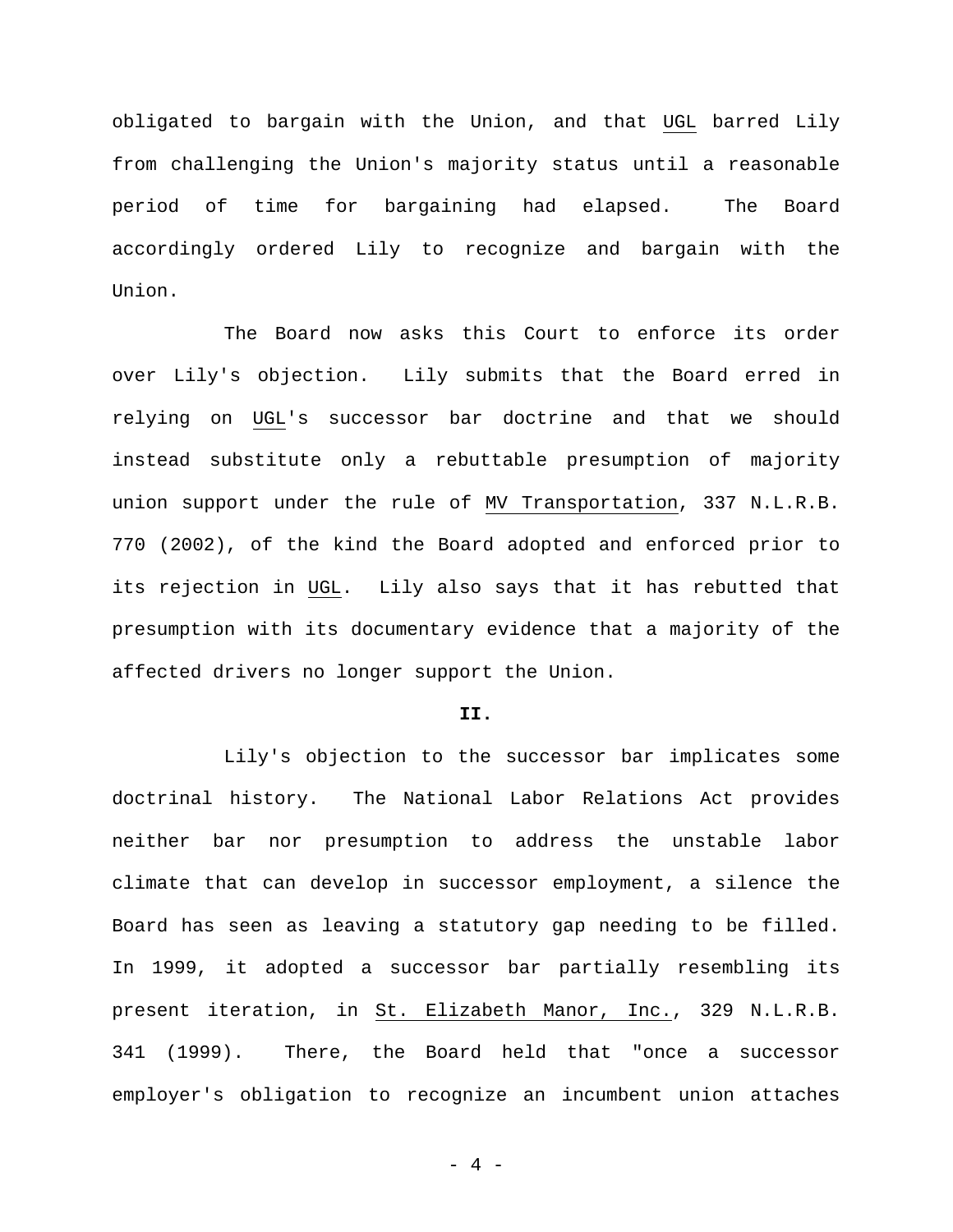obligated to bargain with the Union, and that UGL barred Lily from challenging the Union's majority status until a reasonable period of time for bargaining had elapsed. The Board accordingly ordered Lily to recognize and bargain with the Union.

The Board now asks this Court to enforce its order over Lily's objection. Lily submits that the Board erred in relying on UGL's successor bar doctrine and that we should instead substitute only a rebuttable presumption of majority union support under the rule of MV Transportation, 337 N.L.R.B. 770 (2002), of the kind the Board adopted and enforced prior to its rejection in UGL. Lily also says that it has rebutted that presumption with its documentary evidence that a majority of the affected drivers no longer support the Union.

**II.**

Lily's objection to the successor bar implicates some doctrinal history. The National Labor Relations Act provides neither bar nor presumption to address the unstable labor climate that can develop in successor employment, a silence the Board has seen as leaving a statutory gap needing to be filled. In 1999, it adopted a successor bar partially resembling its present iteration, in St. Elizabeth Manor, Inc., 329 N.L.R.B. 341 (1999). There, the Board held that "once a successor employer's obligation to recognize an incumbent union attaches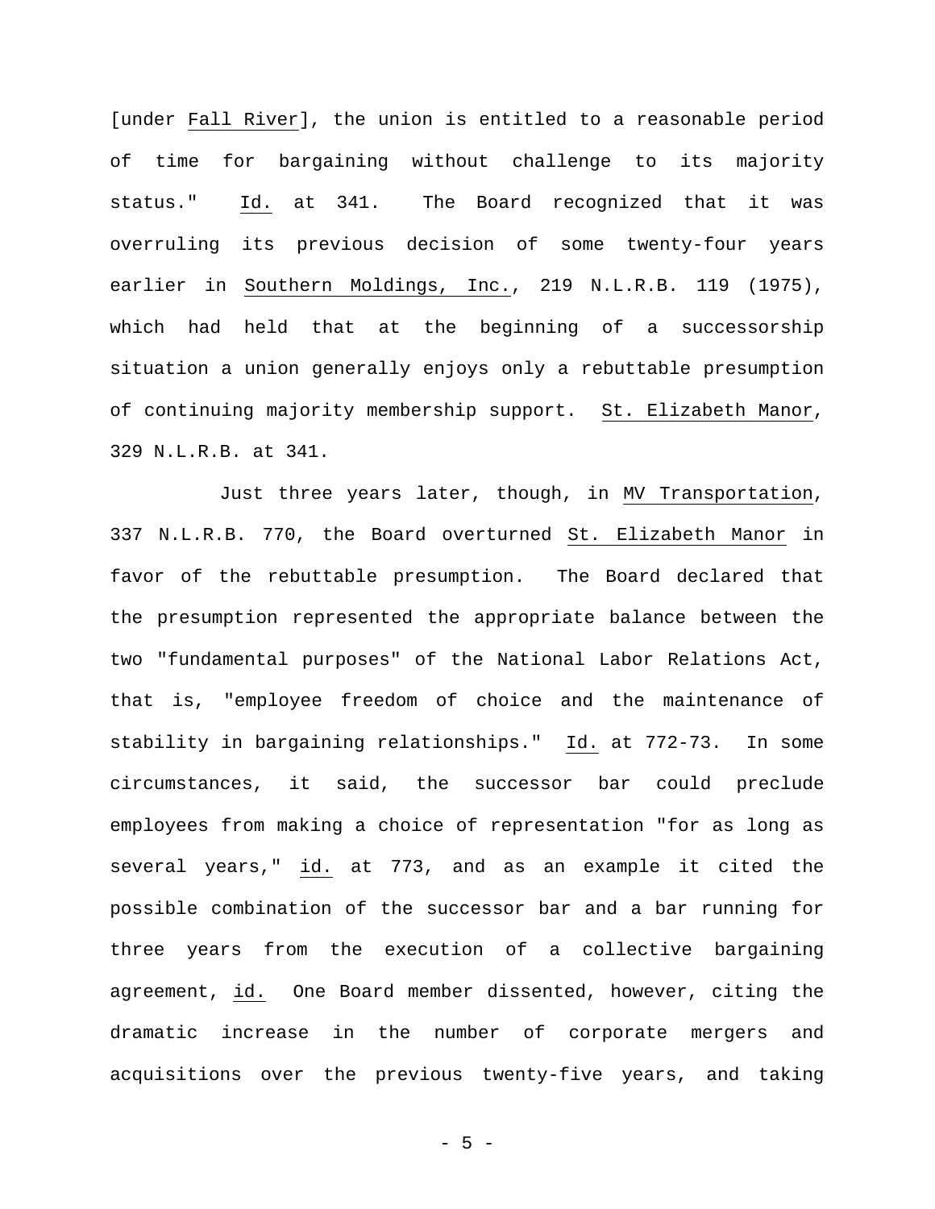[under Fall River], the union is entitled to a reasonable period of time for bargaining without challenge to its majority status." Id. at 341. The Board recognized that it was overruling its previous decision of some twenty-four years earlier in Southern Moldings, Inc., 219 N.L.R.B. 119 (1975), which had held that at the beginning of a successorship situation a union generally enjoys only a rebuttable presumption of continuing majority membership support. St. Elizabeth Manor, 329 N.L.R.B. at 341.

Just three years later, though, in MV Transportation, 337 N.L.R.B. 770, the Board overturned St. Elizabeth Manor in favor of the rebuttable presumption. The Board declared that the presumption represented the appropriate balance between the two "fundamental purposes" of the National Labor Relations Act, that is, "employee freedom of choice and the maintenance of stability in bargaining relationships." Id. at 772-73. In some circumstances, it said, the successor bar could preclude employees from making a choice of representation "for as long as several years," id. at 773, and as an example it cited the possible combination of the successor bar and a bar running for three years from the execution of a collective bargaining agreement, id. One Board member dissented, however, citing the dramatic increase in the number of corporate mergers and acquisitions over the previous twenty-five years, and taking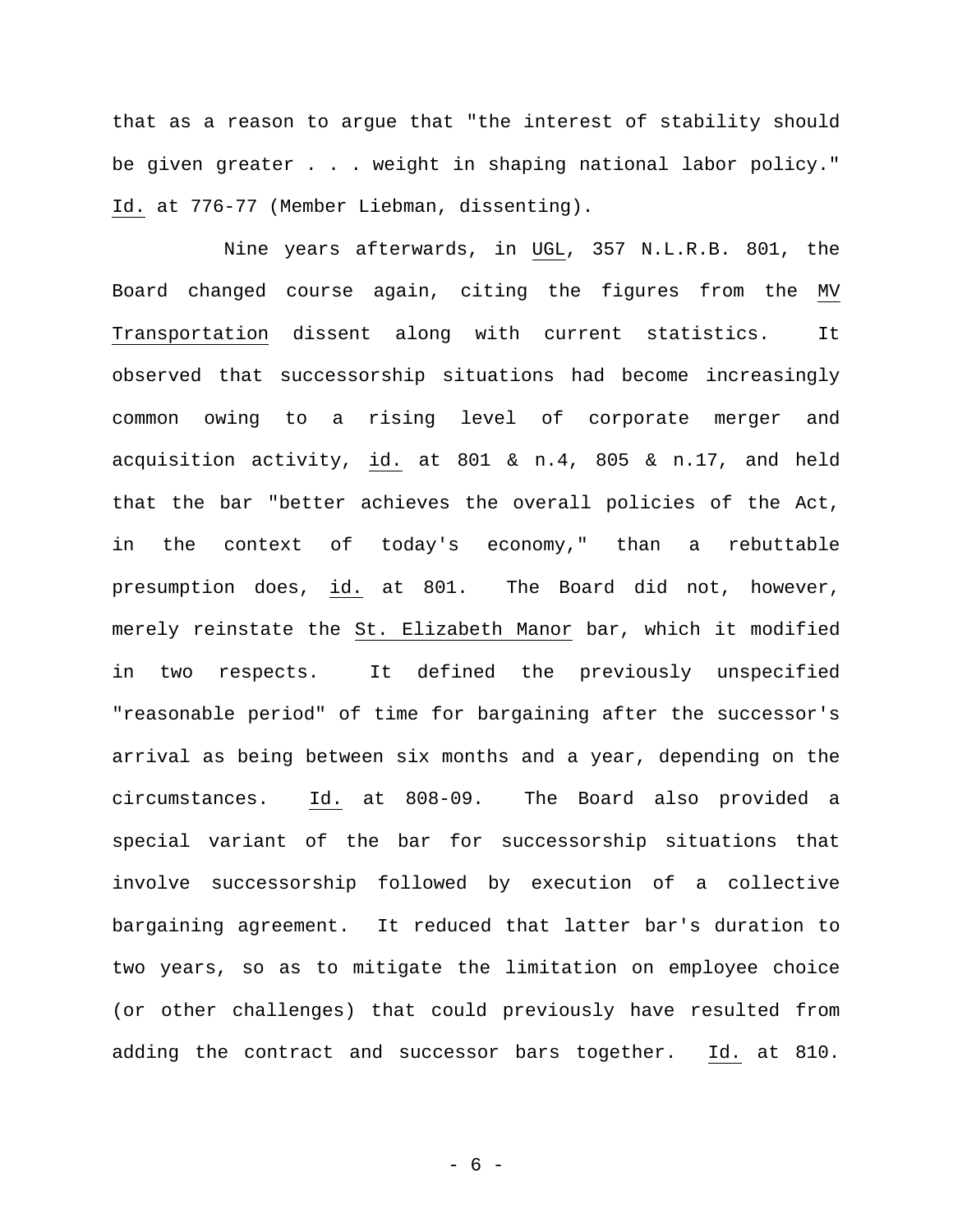that as a reason to argue that "the interest of stability should be given greater . . . weight in shaping national labor policy." Id. at 776-77 (Member Liebman, dissenting).

Nine years afterwards, in UGL, 357 N.L.R.B. 801, the Board changed course again, citing the figures from the MV Transportation dissent along with current statistics. It observed that successorship situations had become increasingly common owing to a rising level of corporate merger and acquisition activity, id. at 801 & n.4, 805 & n.17, and held that the bar "better achieves the overall policies of the Act, in the context of today's economy," than a rebuttable presumption does, id. at 801. The Board did not, however, merely reinstate the St. Elizabeth Manor bar, which it modified in two respects. It defined the previously unspecified "reasonable period" of time for bargaining after the successor's arrival as being between six months and a year, depending on the circumstances. Id. at 808-09. The Board also provided a special variant of the bar for successorship situations that involve successorship followed by execution of a collective bargaining agreement. It reduced that latter bar's duration to two years, so as to mitigate the limitation on employee choice (or other challenges) that could previously have resulted from adding the contract and successor bars together. Id. at 810.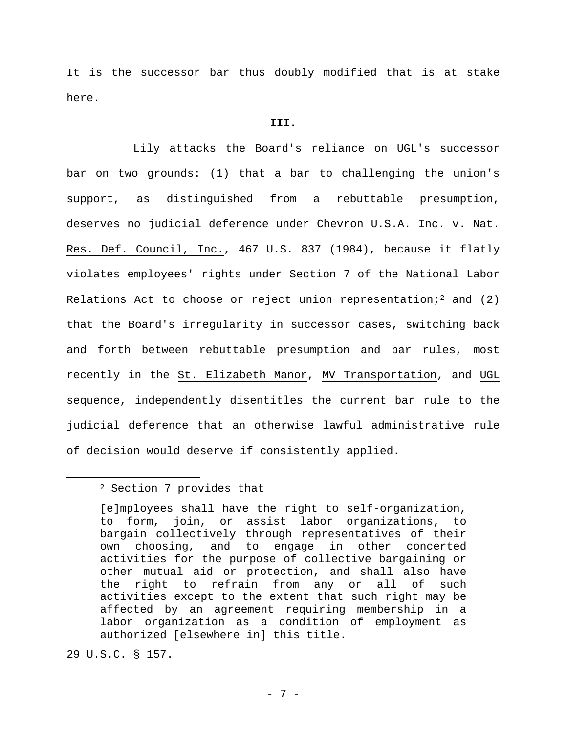It is the successor bar thus doubly modified that is at stake here.

**III.**

Lily attacks the Board's reliance on UGL's successor bar on two grounds: (1) that a bar to challenging the union's support, as distinguished from a rebuttable presumption, deserves no judicial deference under Chevron U.S.A. Inc. v. Nat. Res. Def. Council, Inc., 467 U.S. 837 (1984), because it flatly violates employees' rights under Section 7 of the National Labor Relations Act to choose or reject union representation;[2] and (2) that the Board's irregularity in successor cases, switching back and forth between rebuttable presumption and bar rules, most recently in the St. Elizabeth Manor, MV Transportation, and UGL sequence, independently disentitles the current bar rule to the judicial deference that an otherwise lawful administrative rule of decision would deserve if consistently applied.

---

[2] Section 7 provides that

> [e]mployees shall have the right to self-organization, to form, join, or assist labor organizations, to bargain collectively through representatives of their own choosing, and to engage in other concerted activities for the purpose of collective bargaining or other mutual aid or protection, and shall also have the right to refrain from any or all of such activities except to the extent that such right may be affected by an agreement requiring membership in a labor organization as a condition of employment as authorized [elsewhere in] this title.

29 U.S.C. § 157.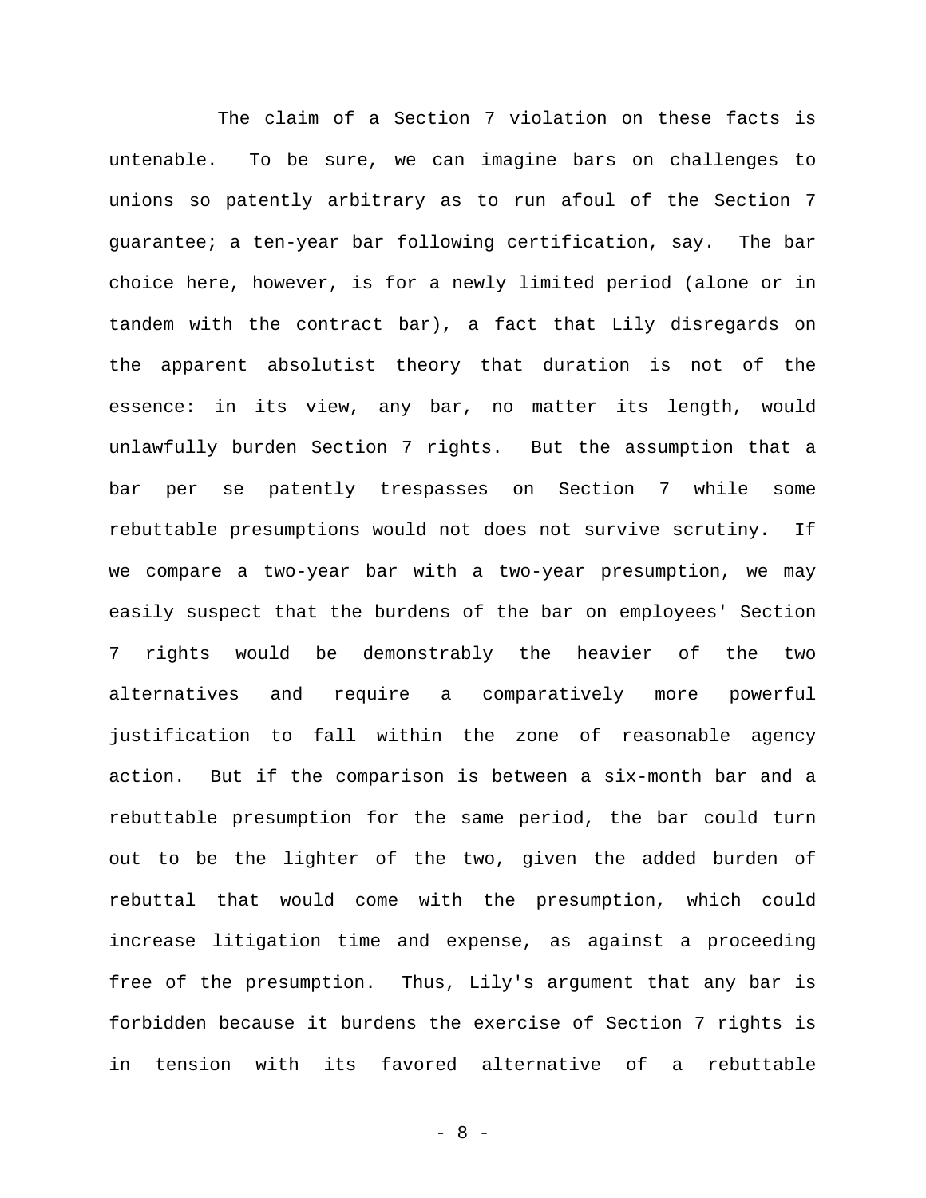The claim of a Section 7 violation on these facts is untenable. To be sure, we can imagine bars on challenges to unions so patently arbitrary as to run afoul of the Section 7 guarantee; a ten-year bar following certification, say. The bar choice here, however, is for a newly limited period (alone or in tandem with the contract bar), a fact that Lily disregards on the apparent absolutist theory that duration is not of the essence: in its view, any bar, no matter its length, would unlawfully burden Section 7 rights. But the assumption that a bar per se patently trespasses on Section 7 while some rebuttable presumptions would not does not survive scrutiny. If we compare a two-year bar with a two-year presumption, we may easily suspect that the burdens of the bar on employees' Section 7 rights would be demonstrably the heavier of the two alternatives and require a comparatively more powerful justification to fall within the zone of reasonable agency action. But if the comparison is between a six-month bar and a rebuttable presumption for the same period, the bar could turn out to be the lighter of the two, given the added burden of rebuttal that would come with the presumption, which could increase litigation time and expense, as against a proceeding free of the presumption. Thus, Lily's argument that any bar is forbidden because it burdens the exercise of Section 7 rights is in tension with its favored alternative of a rebuttable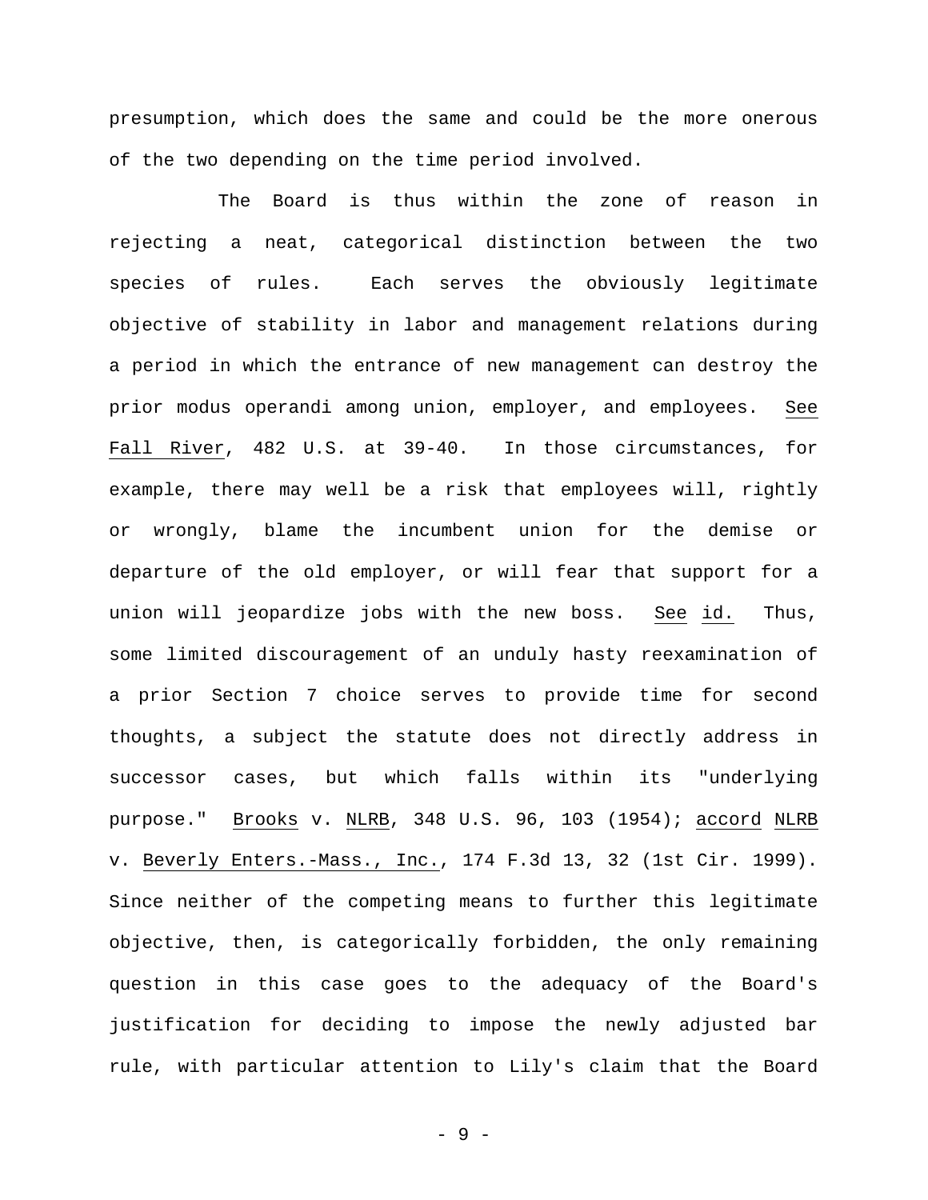presumption, which does the same and could be the more onerous of the two depending on the time period involved.

The Board is thus within the zone of reason in rejecting a neat, categorical distinction between the two species of rules. Each serves the obviously legitimate objective of stability in labor and management relations during a period in which the entrance of new management can destroy the prior modus operandi among union, employer, and employees. See Fall River, 482 U.S. at 39-40. In those circumstances, for example, there may well be a risk that employees will, rightly or wrongly, blame the incumbent union for the demise or departure of the old employer, or will fear that support for a union will jeopardize jobs with the new boss. See id. Thus, some limited discouragement of an unduly hasty reexamination of a prior Section 7 choice serves to provide time for second thoughts, a subject the statute does not directly address in successor cases, but which falls within its "underlying purpose." Brooks v. NLRB, 348 U.S. 96, 103 (1954); accord NLRB v. Beverly Enters.-Mass., Inc., 174 F.3d 13, 32 (1st Cir. 1999). Since neither of the competing means to further this legitimate objective, then, is categorically forbidden, the only remaining question in this case goes to the adequacy of the Board's justification for deciding to impose the newly adjusted bar rule, with particular attention to Lily's claim that the Board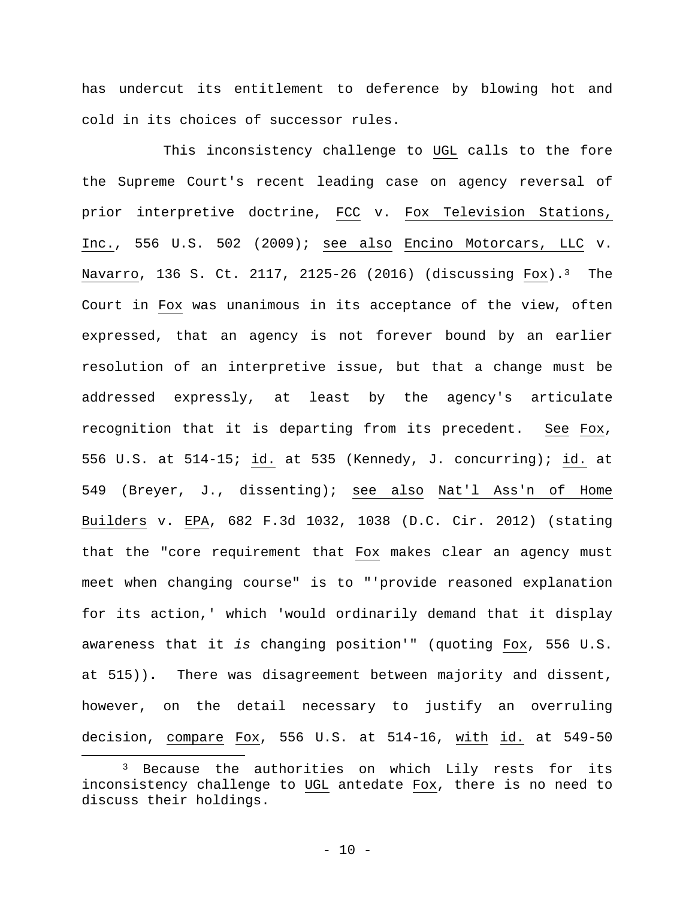has undercut its entitlement to deference by blowing hot and cold in its choices of successor rules.

This inconsistency challenge to UGL calls to the fore the Supreme Court's recent leading case on agency reversal of prior interpretive doctrine, FCC v. Fox Television Stations, Inc., 556 U.S. 502 (2009); see also Encino Motorcars, LLC v. Navarro, 136 S. Ct. 2117, 2125-26 (2016) (discussing Fox).[3] The Court in Fox was unanimous in its acceptance of the view, often expressed, that an agency is not forever bound by an earlier resolution of an interpretive issue, but that a change must be addressed expressly, at least by the agency's articulate recognition that it is departing from its precedent. See Fox, 556 U.S. at 514-15; id. at 535 (Kennedy, J. concurring); id. at 549 (Breyer, J., dissenting); see also Nat'l Ass'n of Home Builders v. EPA, 682 F.3d 1032, 1038 (D.C. Cir. 2012) (stating that the "core requirement that Fox makes clear an agency must meet when changing course" is to "'provide reasoned explanation for its action,' which 'would ordinarily demand that it display awareness that it *is* changing position'" (quoting Fox, 556 U.S. at 515)). There was disagreement between majority and dissent, however, on the detail necessary to justify an overruling decision, compare Fox, 556 U.S. at 514-16, with id. at 549-50

[3] Because the authorities on which Lily rests for its inconsistency challenge to UGL antedate Fox, there is no need to discuss their holdings.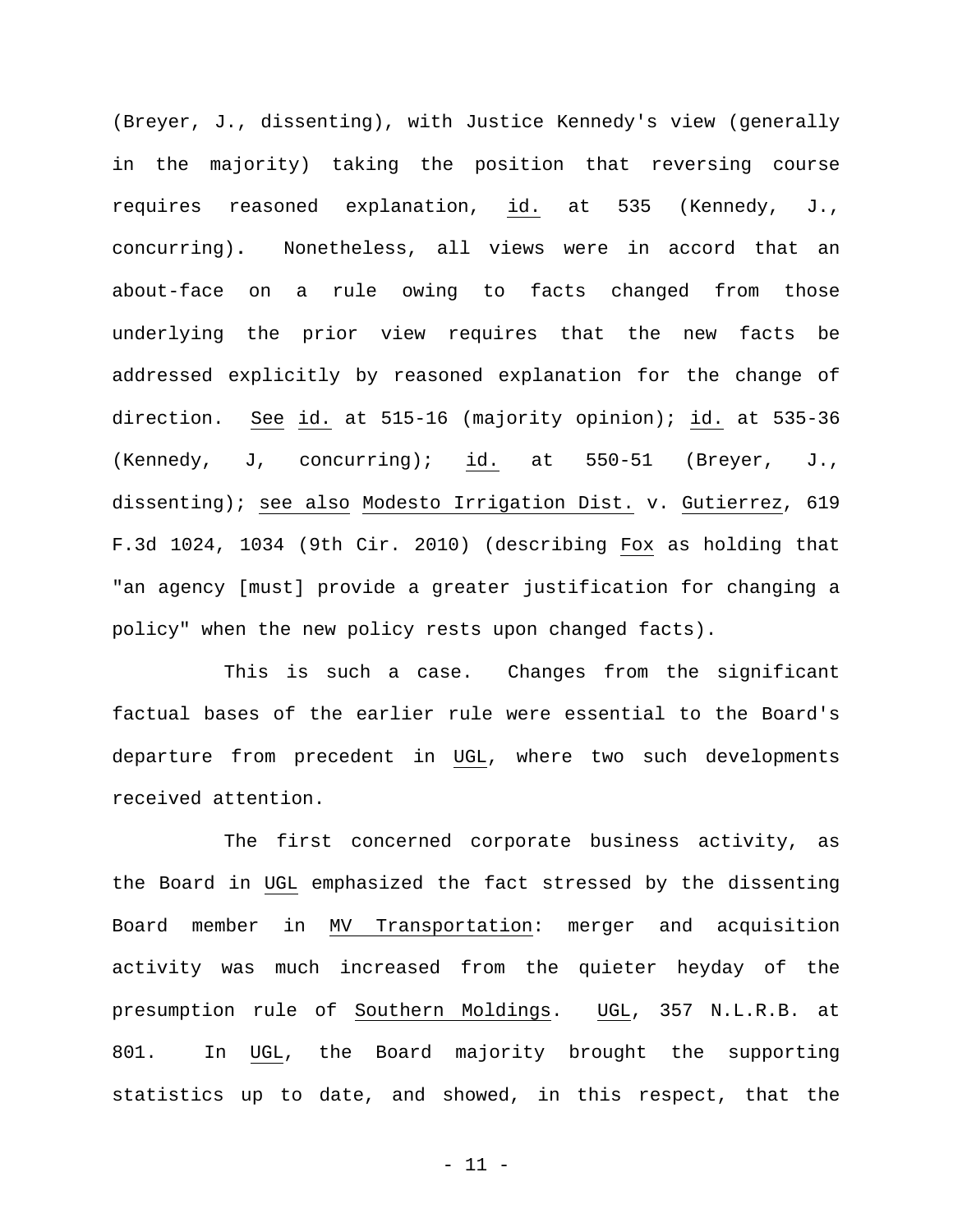(Breyer, J., dissenting), with Justice Kennedy's view (generally in the majority) taking the position that reversing course requires reasoned explanation, id. at 535 (Kennedy, J., concurring). Nonetheless, all views were in accord that an about-face on a rule owing to facts changed from those underlying the prior view requires that the new facts be addressed explicitly by reasoned explanation for the change of direction. See id. at 515-16 (majority opinion); id. at 535-36 (Kennedy, J, concurring); id. at 550-51 (Breyer, J., dissenting); see also Modesto Irrigation Dist. v. Gutierrez, 619 F.3d 1024, 1034 (9th Cir. 2010) (describing Fox as holding that "an agency [must] provide a greater justification for changing a policy" when the new policy rests upon changed facts).

This is such a case. Changes from the significant factual bases of the earlier rule were essential to the Board's departure from precedent in UGL, where two such developments received attention.

The first concerned corporate business activity, as the Board in UGL emphasized the fact stressed by the dissenting Board member in MV Transportation: merger and acquisition activity was much increased from the quieter heyday of the presumption rule of Southern Moldings. UGL, 357 N.L.R.B. at 801. In UGL, the Board majority brought the supporting statistics up to date, and showed, in this respect, that the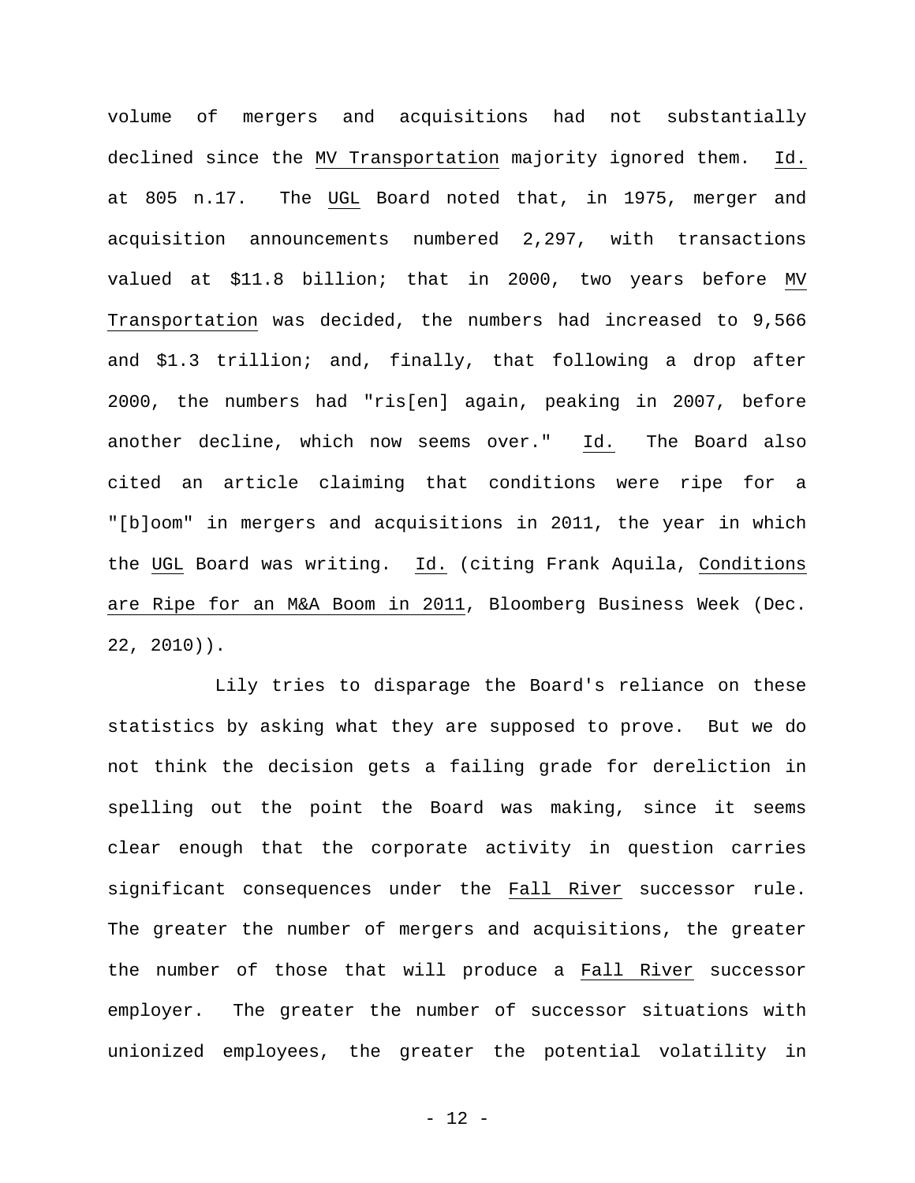volume of mergers and acquisitions had not substantially declined since the MV Transportation majority ignored them. Id. at 805 n.17. The UGL Board noted that, in 1975, merger and acquisition announcements numbered 2,297, with transactions valued at $11.8 billion; that in 2000, two years before MV Transportation was decided, the numbers had increased to 9,566 and $1.3 trillion; and, finally, that following a drop after 2000, the numbers had "ris[en] again, peaking in 2007, before another decline, which now seems over." Id. The Board also cited an article claiming that conditions were ripe for a "[b]oom" in mergers and acquisitions in 2011, the year in which the UGL Board was writing. Id. (citing Frank Aquila, Conditions are Ripe for an M&A Boom in 2011, Bloomberg Business Week (Dec. 22, 2010)).

Lily tries to disparage the Board's reliance on these statistics by asking what they are supposed to prove. But we do not think the decision gets a failing grade for dereliction in spelling out the point the Board was making, since it seems clear enough that the corporate activity in question carries significant consequences under the Fall River successor rule. The greater the number of mergers and acquisitions, the greater the number of those that will produce a Fall River successor employer. The greater the number of successor situations with unionized employees, the greater the potential volatility in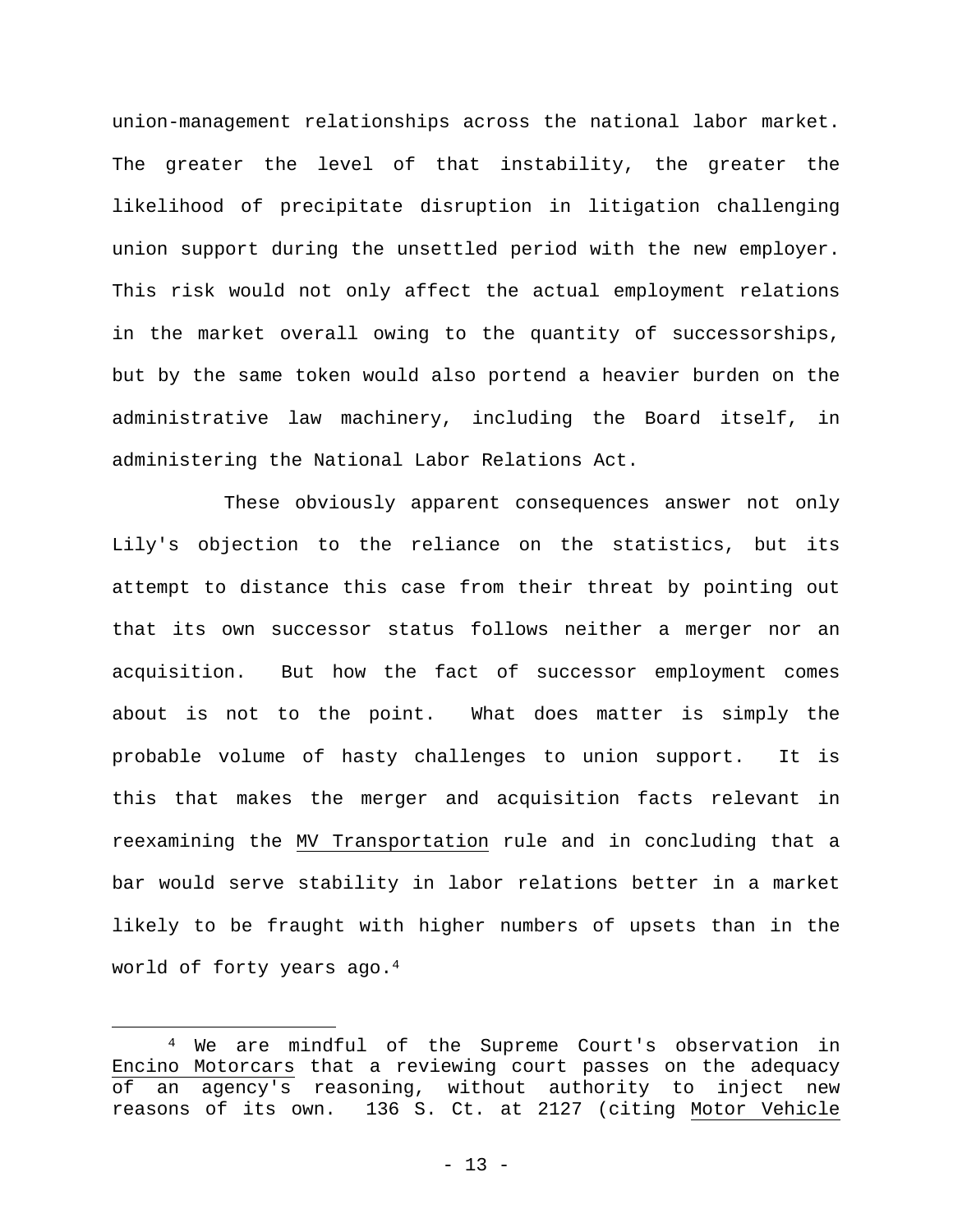union-management relationships across the national labor market. The greater the level of that instability, the greater the likelihood of precipitate disruption in litigation challenging union support during the unsettled period with the new employer. This risk would not only affect the actual employment relations in the market overall owing to the quantity of successorships, but by the same token would also portend a heavier burden on the administrative law machinery, including the Board itself, in administering the National Labor Relations Act.

These obviously apparent consequences answer not only Lily's objection to the reliance on the statistics, but its attempt to distance this case from their threat by pointing out that its own successor status follows neither a merger nor an acquisition. But how the fact of successor employment comes about is not to the point. What does matter is simply the probable volume of hasty challenges to union support. It is this that makes the merger and acquisition facts relevant in reexamining the MV Transportation rule and in concluding that a bar would serve stability in labor relations better in a market likely to be fraught with higher numbers of upsets than in the world of forty years ago.[4]

---

[4] We are mindful of the Supreme Court's observation in Encino Motorcars that a reviewing court passes on the adequacy of an agency's reasoning, without authority to inject new reasons of its own. 136 S. Ct. at 2127 (citing Motor Vehicle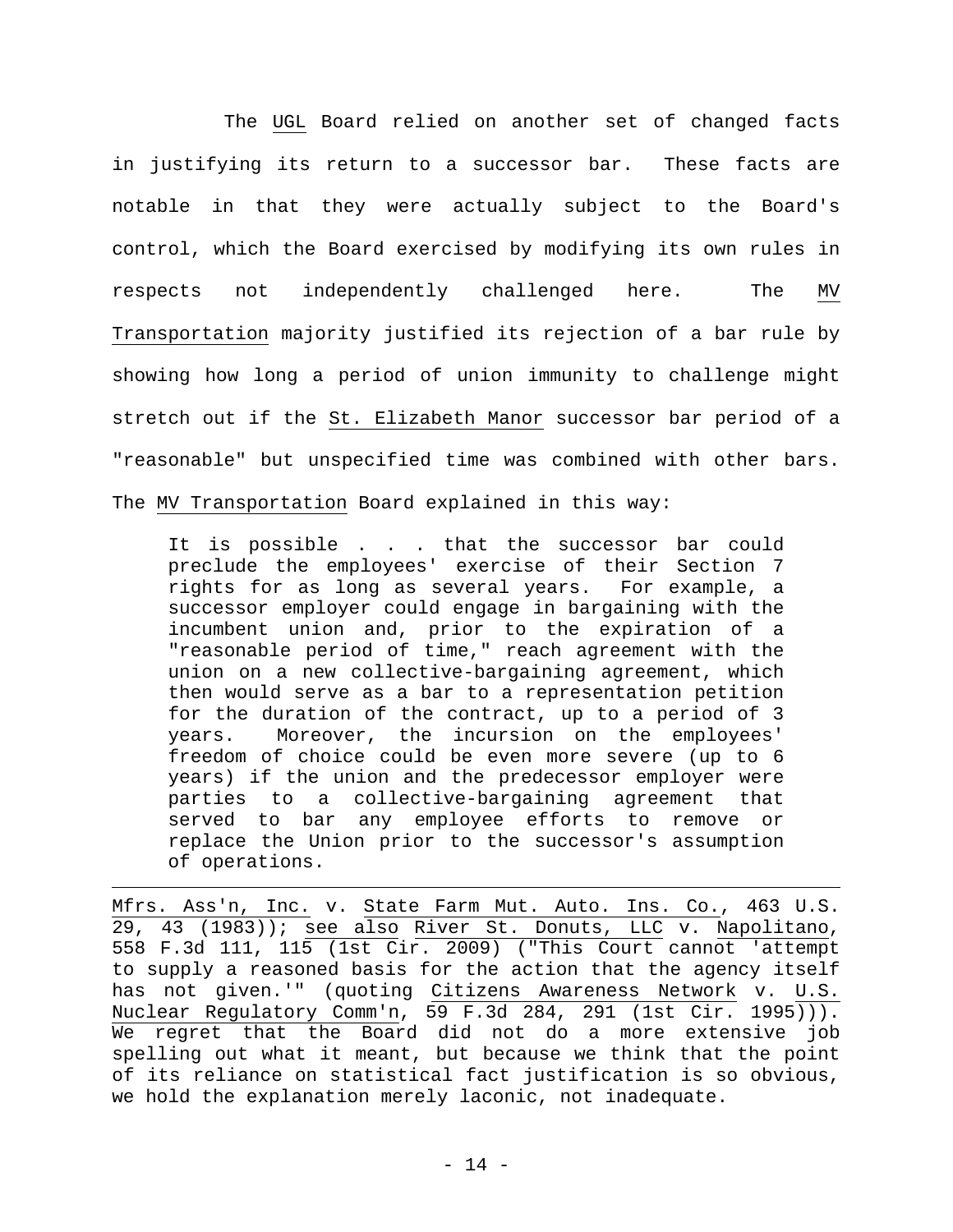The _UGL_ Board relied on another set of changed facts in justifying its return to a successor bar. These facts are notable in that they were actually subject to the Board's control, which the Board exercised by modifying its own rules in respects not independently challenged here. The _MV Transportation_ majority justified its rejection of a bar rule by showing how long a period of union immunity to challenge might stretch out if the _St. Elizabeth Manor_ successor bar period of a "reasonable" but unspecified time was combined with other bars. The _MV Transportation_ Board explained in this way:

> It is possible . . . that the successor bar could preclude the employees' exercise of their Section 7 rights for as long as several years. For example, a successor employer could engage in bargaining with the incumbent union and, prior to the expiration of a "reasonable period of time," reach agreement with the union on a new collective-bargaining agreement, which then would serve as a bar to a representation petition for the duration of the contract, up to a period of 3 years. Moreover, the incursion on the employees' freedom of choice could be even more severe (up to 6 years) if the union and the predecessor employer were parties to a collective-bargaining agreement that served to bar any employee efforts to remove or replace the Union prior to the successor's assumption of operations.

---

_Mfrs. Ass'n, Inc._ v. _State Farm Mut. Auto. Ins. Co._, 463 U.S. 29, 43 (1983)); _see also_ _River St. Donuts, LLC_ v. _Napolitano_, 558 F.3d 111, 115 (1st Cir. 2009) ("This Court cannot 'attempt to supply a reasoned basis for the action that the agency itself has not given.'" (quoting _Citizens Awareness Network_ v. _U.S. Nuclear Regulatory Comm'n_, 59 F.3d 284, 291 (1st Cir. 1995))). We regret that the Board did not do a more extensive job spelling out what it meant, but because we think that the point of its reliance on statistical fact justification is so obvious, we hold the explanation merely laconic, not inadequate.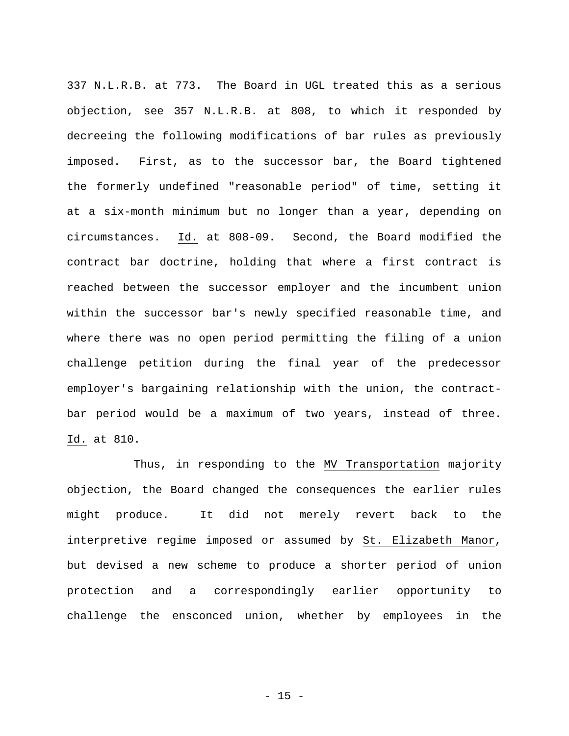337 N.L.R.B. at 773. The Board in _UGL_ treated this as a serious objection, _see_ 357 N.L.R.B. at 808, to which it responded by decreeing the following modifications of bar rules as previously imposed. First, as to the successor bar, the Board tightened the formerly undefined "reasonable period" of time, setting it at a six-month minimum but no longer than a year, depending on circumstances. _Id._ at 808-09. Second, the Board modified the contract bar doctrine, holding that where a first contract is reached between the successor employer and the incumbent union within the successor bar's newly specified reasonable time, and where there was no open period permitting the filing of a union challenge petition during the final year of the predecessor employer's bargaining relationship with the union, the contract-bar period would be a maximum of two years, instead of three. _Id._ at 810.

Thus, in responding to the _MV Transportation_ majority objection, the Board changed the consequences the earlier rules might produce. It did not merely revert back to the interpretive regime imposed or assumed by _St. Elizabeth Manor_, but devised a new scheme to produce a shorter period of union protection and a correspondingly earlier opportunity to challenge the ensconced union, whether by employees in the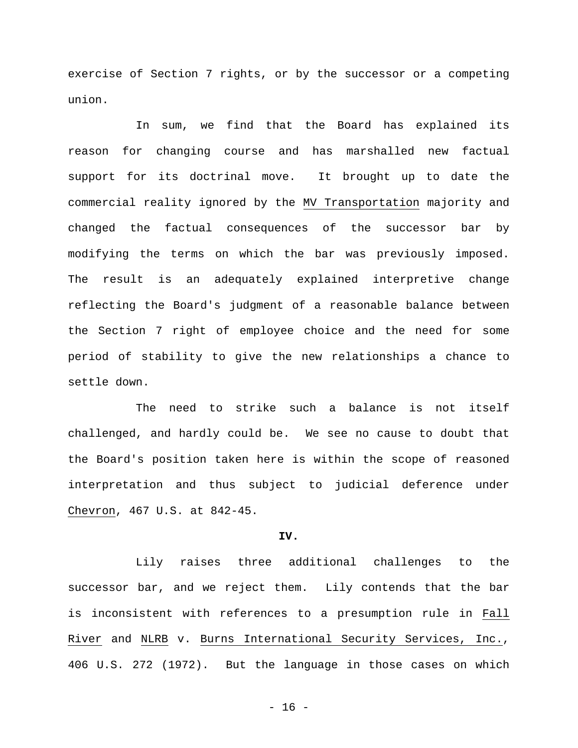exercise of Section 7 rights, or by the successor or a competing union.

In sum, we find that the Board has explained its reason for changing course and has marshalled new factual support for its doctrinal move. It brought up to date the commercial reality ignored by the MV Transportation majority and changed the factual consequences of the successor bar by modifying the terms on which the bar was previously imposed. The result is an adequately explained interpretive change reflecting the Board's judgment of a reasonable balance between the Section 7 right of employee choice and the need for some period of stability to give the new relationships a chance to settle down.

The need to strike such a balance is not itself challenged, and hardly could be. We see no cause to doubt that the Board's position taken here is within the scope of reasoned interpretation and thus subject to judicial deference under Chevron, 467 U.S. at 842-45.

**IV.**

Lily raises three additional challenges to the successor bar, and we reject them. Lily contends that the bar is inconsistent with references to a presumption rule in Fall River and NLRB v. Burns International Security Services, Inc., 406 U.S. 272 (1972). But the language in those cases on which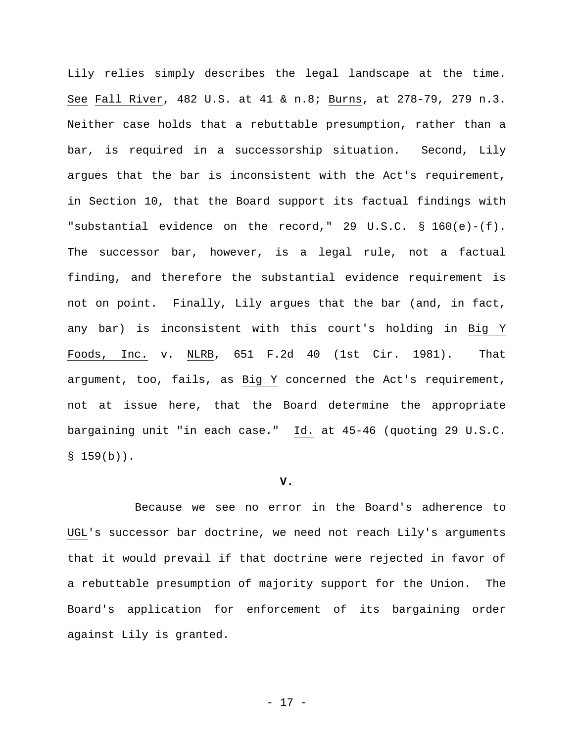Lily relies simply describes the legal landscape at the time. See Fall River, 482 U.S. at 41 & n.8; Burns, at 278-79, 279 n.3. Neither case holds that a rebuttable presumption, rather than a bar, is required in a successorship situation. Second, Lily argues that the bar is inconsistent with the Act's requirement, in Section 10, that the Board support its factual findings with "substantial evidence on the record," 29 U.S.C. § 160(e)-(f). The successor bar, however, is a legal rule, not a factual finding, and therefore the substantial evidence requirement is not on point. Finally, Lily argues that the bar (and, in fact, any bar) is inconsistent with this court's holding in Big Y Foods, Inc. v. NLRB, 651 F.2d 40 (1st Cir. 1981). That argument, too, fails, as Big Y concerned the Act's requirement, not at issue here, that the Board determine the appropriate bargaining unit "in each case." Id. at 45-46 (quoting 29 U.S.C. § 159(b)).

## V.

Because we see no error in the Board's adherence to UGL's successor bar doctrine, we need not reach Lily's arguments that it would prevail if that doctrine were rejected in favor of a rebuttable presumption of majority support for the Union. The Board's application for enforcement of its bargaining order against Lily is granted.